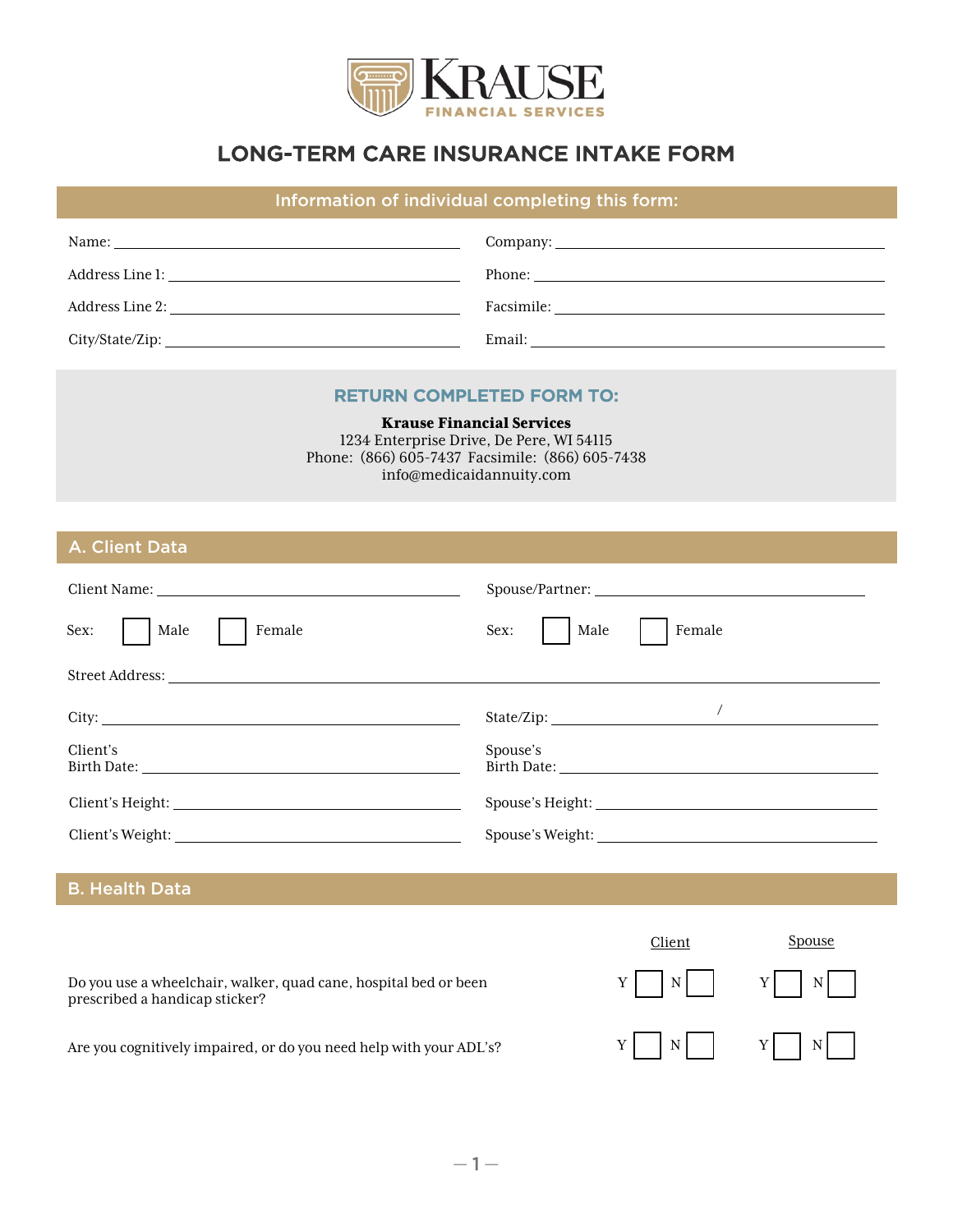KRAUSE FINANCIAL SERVICES

# LONG-TERM CARE INSURANCE INTAKE FORM

## Information of individual completing this form:

Name: ______________________ Company: ______________________

Address Line 1: ______________________ Phone: ______________________

Address Line 2: ______________________ Facsimile: ______________________

City/State/Zip: ______________________ Email: ______________________

### RETURN COMPLETED FORM TO:

**Krause Financial Services**
1234 Enterprise Drive, De Pere, WI 54115
Phone: (866) 605-7437 Facsimile: (866) 605-7438
info@medicaidannuity.com

## A. Client Data

Client Name: ______________________ Spouse/Partner: ______________________

Sex: ☐ Male ☐ Female Sex: ☐ Male ☐ Female

Street Address: ______________________

City: ______________________ State/Zip: __________ / __________

Client's Birth Date: ______________________ Spouse's Birth Date: ______________________

Client's Height: ______________________ Spouse's Height: ______________________

Client's Weight: ______________________ Spouse's Weight: ______________________

## B. Health Data

| | Client | Spouse |
|---|---|---|
| Do you use a wheelchair, walker, quad cane, hospital bed or been prescribed a handicap sticker? | Y ☐ N ☐ | Y ☐ N ☐ |
| Are you cognitively impaired, or do you need help with your ADL's? | Y ☐ N ☐ | Y ☐ N ☐ |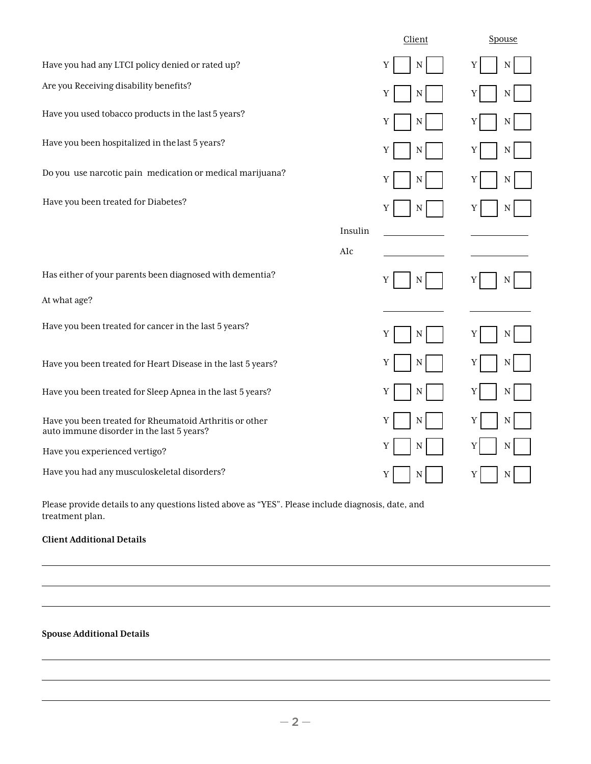| | Client | Spouse |
|---|---|---|
| Have you had any LTCI policy denied or rated up? | Y ☐ N ☐ | Y ☐ N ☐ |
| Are you Receiving disability benefits? | Y ☐ N ☐ | Y ☐ N ☐ |
| Have you used tobacco products in the last 5 years? | Y ☐ N ☐ | Y ☐ N ☐ |
| Have you been hospitalized in the last 5 years? | Y ☐ N ☐ | Y ☐ N ☐ |
| Do you use narcotic pain medication or medical marijuana? | Y ☐ N ☐ | Y ☐ N ☐ |
| Have you been treated for Diabetes? | Y ☐ N ☐ | Y ☐ N ☐ |
| Insulin | ______ | ______ |
| A1c | ______ | ______ |
| Has either of your parents been diagnosed with dementia? | Y ☐ N ☐ | Y ☐ N ☐ |
| At what age? | ______ | ______ |
| Have you been treated for cancer in the last 5 years? | Y ☐ N ☐ | Y ☐ N ☐ |
| Have you been treated for Heart Disease in the last 5 years? | Y ☐ N ☐ | Y ☐ N ☐ |
| Have you been treated for Sleep Apnea in the last 5 years? | Y ☐ N ☐ | Y ☐ N ☐ |
| Have you been treated for Rheumatoid Arthritis or other auto immune disorder in the last 5 years? | Y ☐ N ☐ | Y ☐ N ☐ |
| Have you experienced vertigo? | Y ☐ N ☐ | Y ☐ N ☐ |
| Have you had any musculoskeletal disorders? | Y ☐ N ☐ | Y ☐ N ☐ |

Please provide details to any questions listed above as "YES". Please include diagnosis, date, and treatment plan.

**Client Additional Details**

______________________________________________

______________________________________________

______________________________________________

**Spouse Additional Details**

______________________________________________

______________________________________________

______________________________________________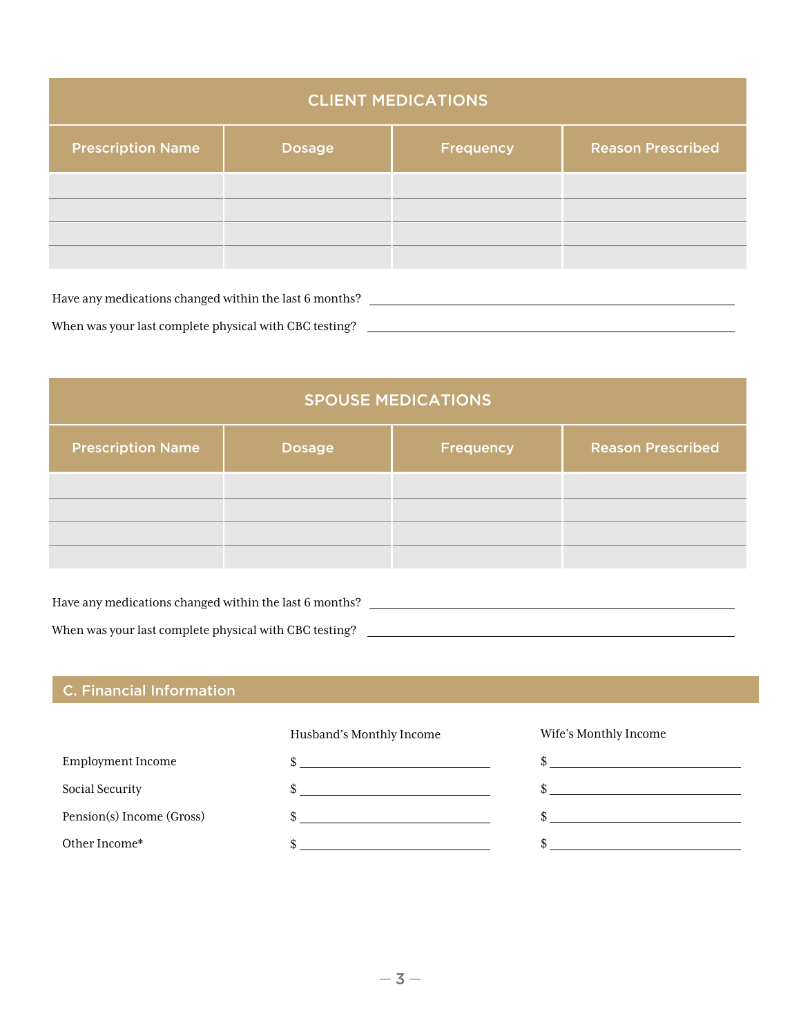| CLIENT MEDICATIONS | | | |
|---|---|---|---|
| Prescription Name | Dosage | Frequency | Reason Prescribed |
| | | | |
| | | | |
| | | | |
| | | | |

Have any medications changed within the last 6 months? ______________________________

When was your last complete physical with CBC testing? ______________________________

| SPOUSE MEDICATIONS | | | |
|---|---|---|---|
| Prescription Name | Dosage | Frequency | Reason Prescribed |
| | | | |
| | | | |
| | | | |
| | | | |

Have any medications changed within the last 6 months? ______________________________

When was your last complete physical with CBC testing? ______________________________

## C. Financial Information

| | Husband's Monthly Income | Wife's Monthly Income |
|---|---|---|
| Employment Income | $ ____________ | $ ____________ |
| Social Security | $ ____________ | $ ____________ |
| Pension(s) Income (Gross) | $ ____________ | $ ____________ |
| Other Income* | $ ____________ | $ ____________ |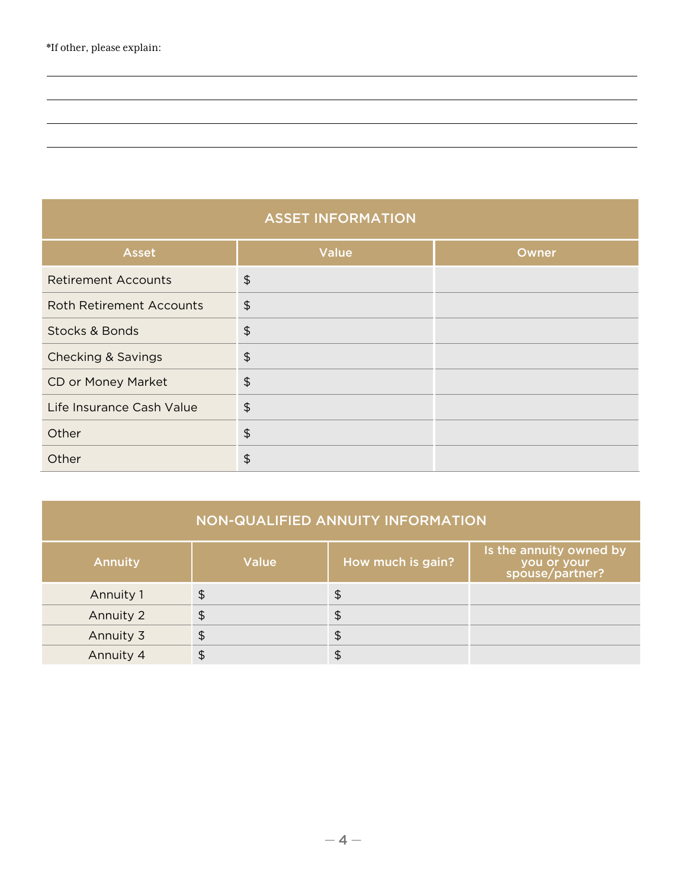*If other, please explain:

______________________________________________________________________

______________________________________________________________________

______________________________________________________________________

______________________________________________________________________

## ASSET INFORMATION

| Asset | Value | Owner |
|---|---|---|
| Retirement Accounts | $ | |
| Roth Retirement Accounts | $ | |
| Stocks & Bonds | $ | |
| Checking & Savings | $ | |
| CD or Money Market | $ | |
| Life Insurance Cash Value | $ | |
| Other | $ | |
| Other | $ | |

## NON-QUALIFIED ANNUITY INFORMATION

| Annuity | Value | How much is gain? | Is the annuity owned by you or your spouse/partner? |
|---|---|---|---|
| Annuity 1 | $ | $ | |
| Annuity 2 | $ | $ | |
| Annuity 3 | $ | $ | |
| Annuity 4 | $ | $ | |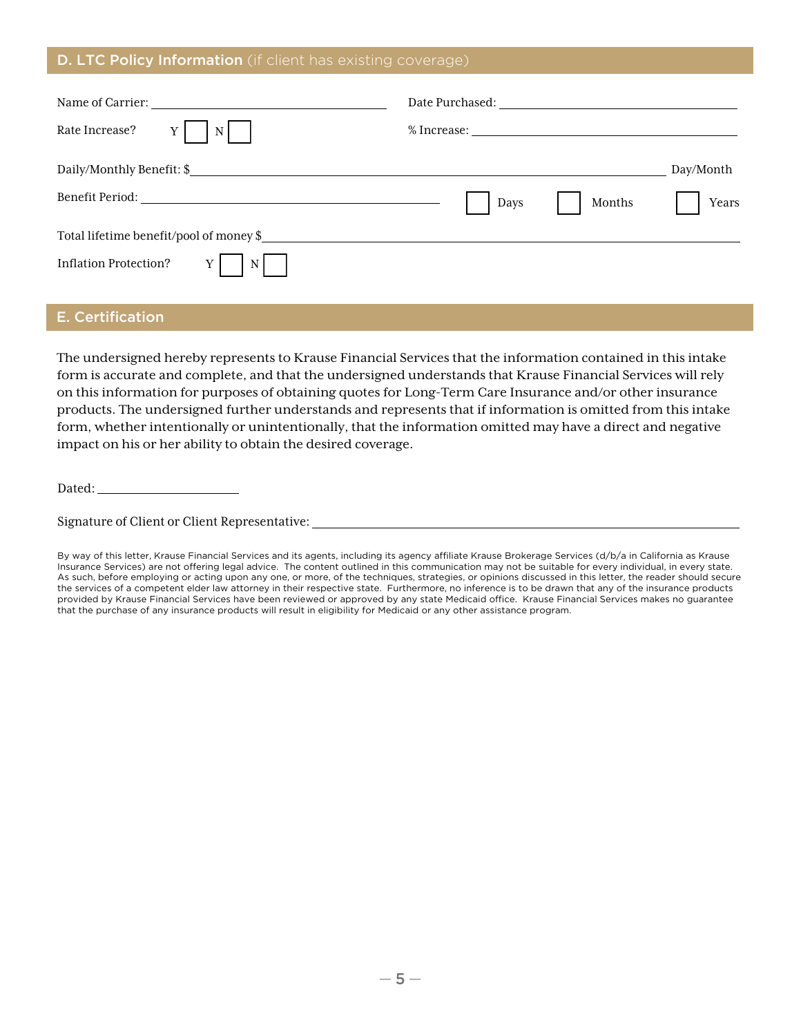## D. LTC Policy Information (if client has existing coverage)

Name of Carrier: ______________________ Date Purchased: ______________________

Rate Increase? Y ☐ N ☐ % Increase: ______________________

Daily/Monthly Benefit: $______________________ Day/Month

Benefit Period: ______________________ ☐ Days ☐ Months ☐ Years

Total lifetime benefit/pool of money $______________________

Inflation Protection? Y ☐ N ☐

## E. Certification

The undersigned hereby represents to Krause Financial Services that the information contained in this intake form is accurate and complete, and that the undersigned understands that Krause Financial Services will rely on this information for purposes of obtaining quotes for Long-Term Care Insurance and/or other insurance products. The undersigned further understands and represents that if information is omitted from this intake form, whether intentionally or unintentionally, that the information omitted may have a direct and negative impact on his or her ability to obtain the desired coverage.

Dated: ______________________

Signature of Client or Client Representative: ______________________

By way of this letter, Krause Financial Services and its agents, including its agency affiliate Krause Brokerage Services (d/b/a in California as Krause Insurance Services) are not offering legal advice. The content outlined in this communication may not be suitable for every individual, in every state. As such, before employing or acting upon any one, or more, of the techniques, strategies, or opinions discussed in this letter, the reader should secure the services of a competent elder law attorney in their respective state. Furthermore, no inference is to be drawn that any of the insurance products provided by Krause Financial Services have been reviewed or approved by any state Medicaid office. Krause Financial Services makes no guarantee that the purchase of any insurance products will result in eligibility for Medicaid or any other assistance program.